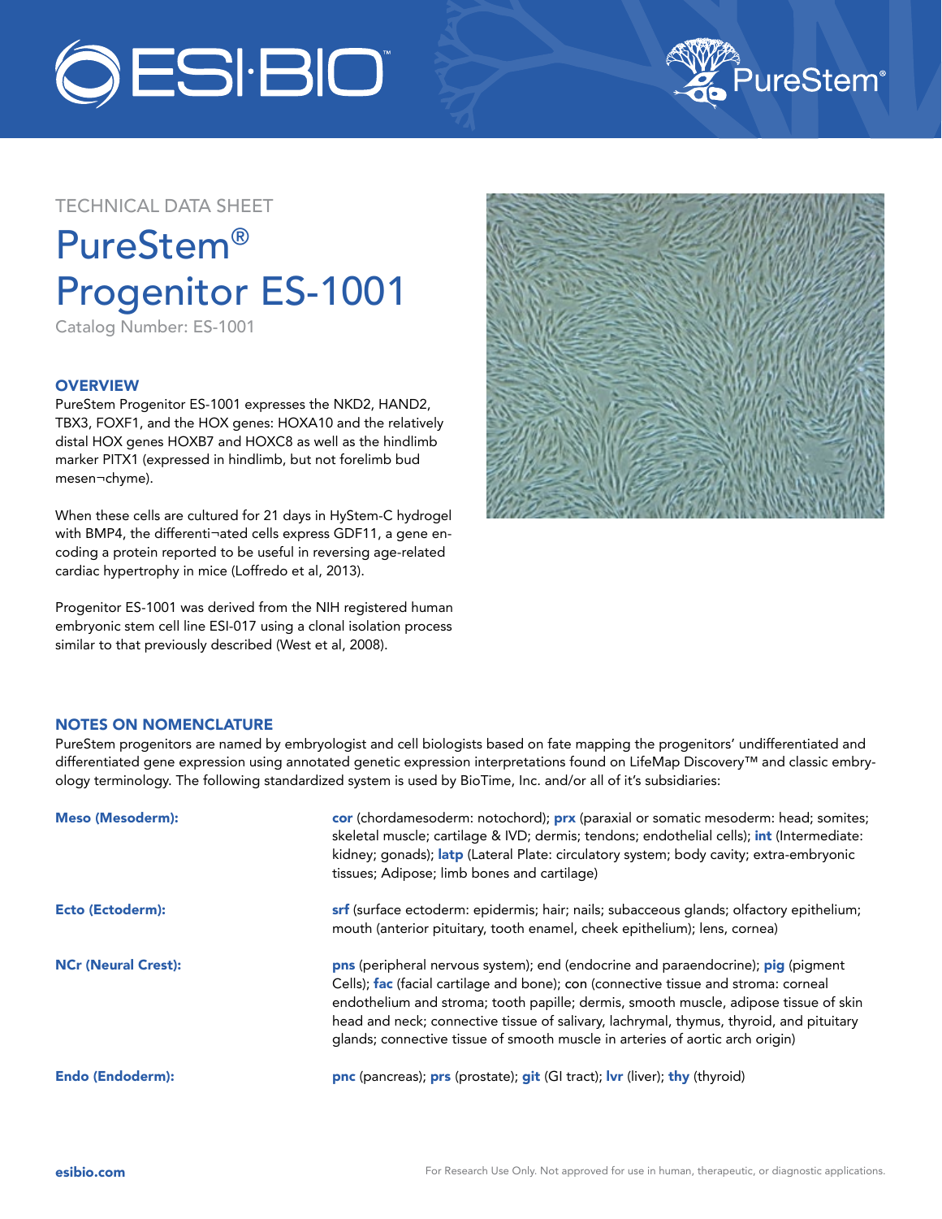ESI·BIO

PureStem®

TECHNICAL DATA SHEET

# PureStem® Progenitor ES-1001

Catalog Number: ES-1001

## OVERVIEW

PureStem Progenitor ES-1001 expresses the NKD2, HAND2, TBX3, FOXF1, and the HOX genes: HOXA10 and the relatively distal HOX genes HOXB7 and HOXC8 as well as the hindlimb marker PITX1 (expressed in hindlimb, but not forelimb bud mesen¬chyme).

When these cells are cultured for 21 days in HyStem-C hydrogel with BMP4, the differenti¬ated cells express GDF11, a gene encoding a protein reported to be useful in reversing age-related cardiac hypertrophy in mice (Loffredo et al, 2013).

Progenitor ES-1001 was derived from the NIH registered human embryonic stem cell line ESI-017 using a clonal isolation process similar to that previously described (West et al, 2008).

## NOTES ON NOMENCLATURE

PureStem progenitors are named by embryologist and cell biologists based on fate mapping the progenitors' undifferentiated and differentiated gene expression using annotated genetic expression interpretations found on LifeMap Discovery™ and classic embryology terminology. The following standardized system is used by BioTime, Inc. and/or all of it's subsidiaries:

**Meso (Mesoderm):** **cor** (chordamesoderm: notochord); **prx** (paraxial or somatic mesoderm: head; somites; skeletal muscle; cartilage & IVD; dermis; tendons; endothelial cells); **int** (Intermediate: kidney; gonads); **latp** (Lateral Plate: circulatory system; body cavity; extra-embryonic tissues; Adipose; limb bones and cartilage)

**Ecto (Ectoderm):** **srf** (surface ectoderm: epidermis; hair; nails; subacceous glands; olfactory epithelium; mouth (anterior pituitary, tooth enamel, cheek epithelium); lens, cornea)

**NCr (Neural Crest):** **pns** (peripheral nervous system); end (endocrine and paraendocrine); **pig** (pigment Cells); **fac** (facial cartilage and bone); con (connective tissue and stroma: corneal endothelium and stroma; tooth papille; dermis, smooth muscle, adipose tissue of skin head and neck; connective tissue of salivary, lachrymal, thymus, thyroid, and pituitary glands; connective tissue of smooth muscle in arteries of aortic arch origin)

**Endo (Endoderm):** **pnc** (pancreas); **prs** (prostate); **git** (GI tract); **lvr** (liver); **thy** (thyroid)

esibio.com

For Research Use Only. Not approved for use in human, therapeutic, or diagnostic applications.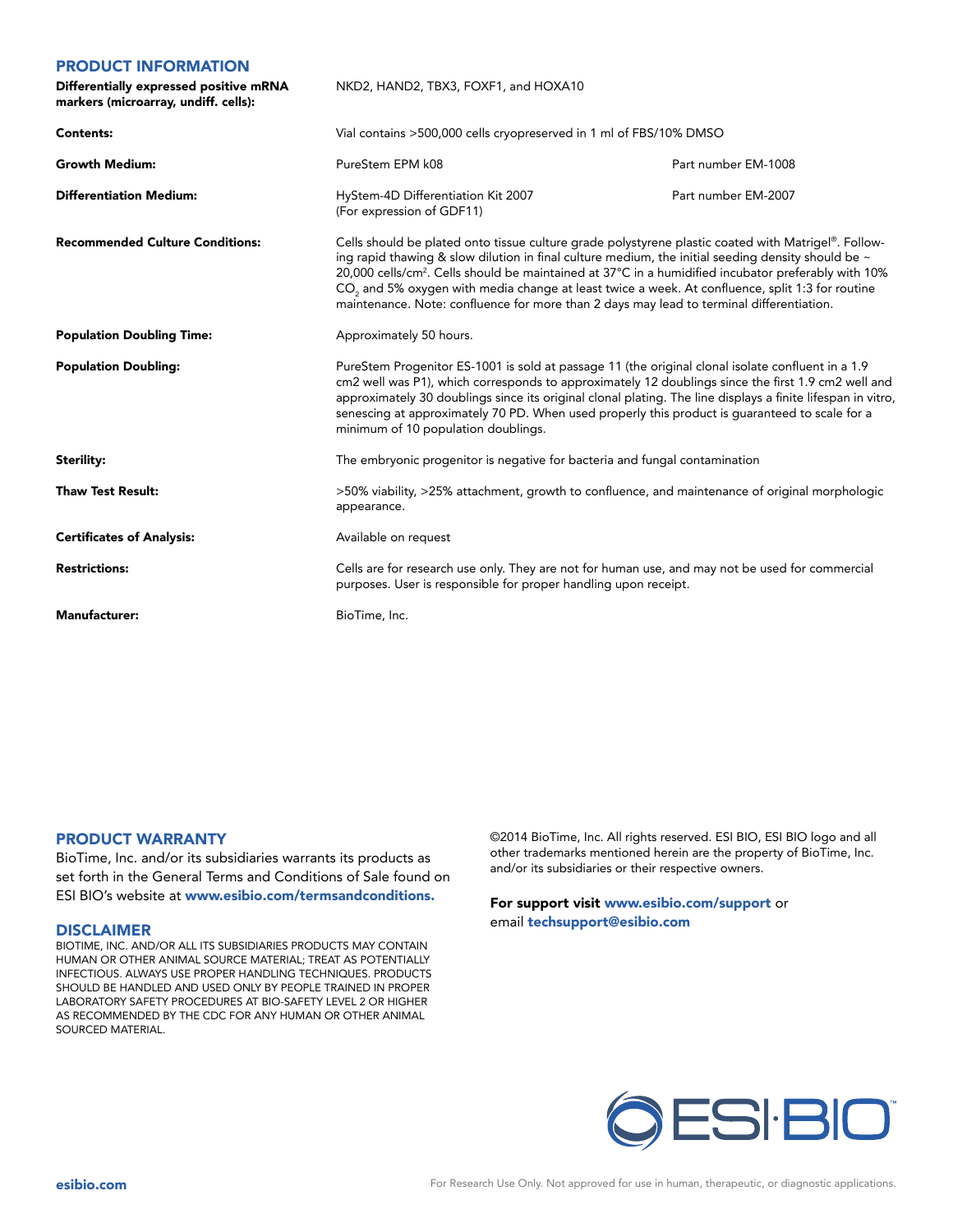## PRODUCT INFORMATION

| | | |
|---|---|---|
| **Differentially expressed positive mRNA markers (microarray, undiff. cells):** | NKD2, HAND2, TBX3, FOXF1, and HOXA10 | |
| **Contents:** | Vial contains >500,000 cells cryopreserved in 1 ml of FBS/10% DMSO | |
| **Growth Medium:** | PureStem EPM k08 | Part number EM-1008 |
| **Differentiation Medium:** | HyStem-4D Differentiation Kit 2007 (For expression of GDF11) | Part number EM-2007 |
| **Recommended Culture Conditions:** | Cells should be plated onto tissue culture grade polystyrene plastic coated with Matrigel®. Following rapid thawing & slow dilution in final culture medium, the initial seeding density should be ~ 20,000 cells/cm$^2$. Cells should be maintained at 37°C in a humidified incubator preferably with 10% $CO_2$ and 5% oxygen with media change at least twice a week. At confluence, split 1:3 for routine maintenance. Note: confluence for more than 2 days may lead to terminal differentiation. | |
| **Population Doubling Time:** | Approximately 50 hours. | |
| **Population Doubling:** | PureStem Progenitor ES-1001 is sold at passage 11 (the original clonal isolate confluent in a 1.9 cm2 well was P1), which corresponds to approximately 12 doublings since the first 1.9 cm2 well and approximately 30 doublings since its original clonal plating. The line displays a finite lifespan in vitro, senescing at approximately 70 PD. When used properly this product is guaranteed to scale for a minimum of 10 population doublings. | |
| **Sterility:** | The embryonic progenitor is negative for bacteria and fungal contamination | |
| **Thaw Test Result:** | >50% viability, >25% attachment, growth to confluence, and maintenance of original morphologic appearance. | |
| **Certificates of Analysis:** | Available on request | |
| **Restrictions:** | Cells are for research use only. They are not for human use, and may not be used for commercial purposes. User is responsible for proper handling upon receipt. | |
| **Manufacturer:** | BioTime, Inc. | |

## PRODUCT WARRANTY

BioTime, Inc. and/or its subsidiaries warrants its products as set forth in the General Terms and Conditions of Sale found on ESI BIO's website at **www.esibio.com/termsandconditions.**

## DISCLAIMER

BIOTIME, INC. AND/OR ALL ITS SUBSIDIARIES PRODUCTS MAY CONTAIN HUMAN OR OTHER ANIMAL SOURCE MATERIAL; TREAT AS POTENTIALLY INFECTIOUS. ALWAYS USE PROPER HANDLING TECHNIQUES. PRODUCTS SHOULD BE HANDLED AND USED ONLY BY PEOPLE TRAINED IN PROPER LABORATORY SAFETY PROCEDURES AT BIO-SAFETY LEVEL 2 OR HIGHER AS RECOMMENDED BY THE CDC FOR ANY HUMAN OR OTHER ANIMAL SOURCED MATERIAL.

©2014 BioTime, Inc. All rights reserved. ESI BIO, ESI BIO logo and all other trademarks mentioned herein are the property of BioTime, Inc. and/or its subsidiaries or their respective owners.

**For support visit www.esibio.com/support** or email **techsupport@esibio.com**

ESI·BIO™

esibio.com

For Research Use Only. Not approved for use in human, therapeutic, or diagnostic applications.